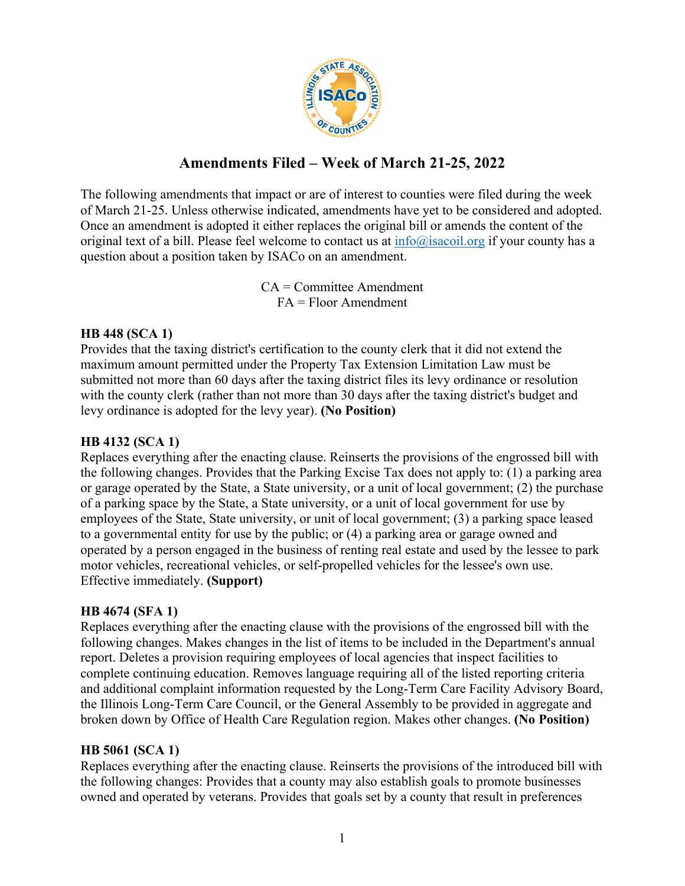# Amendments Filed – Week of March 21-25, 2022

The following amendments that impact or are of interest to counties were filed during the week of March 21-25. Unless otherwise indicated, amendments have yet to be considered and adopted. Once an amendment is adopted it either replaces the original bill or amends the content of the original text of a bill. Please feel welcome to contact us at info@isacoil.org if your county has a question about a position taken by ISACo on an amendment.

CA = Committee Amendment
FA = Floor Amendment

**HB 448 (SCA 1)**
Provides that the taxing district's certification to the county clerk that it did not extend the maximum amount permitted under the Property Tax Extension Limitation Law must be submitted not more than 60 days after the taxing district files its levy ordinance or resolution with the county clerk (rather than not more than 30 days after the taxing district's budget and levy ordinance is adopted for the levy year). **(No Position)**

**HB 4132 (SCA 1)**
Replaces everything after the enacting clause. Reinserts the provisions of the engrossed bill with the following changes. Provides that the Parking Excise Tax does not apply to: (1) a parking area or garage operated by the State, a State university, or a unit of local government; (2) the purchase of a parking space by the State, a State university, or a unit of local government for use by employees of the State, State university, or unit of local government; (3) a parking space leased to a governmental entity for use by the public; or (4) a parking area or garage owned and operated by a person engaged in the business of renting real estate and used by the lessee to park motor vehicles, recreational vehicles, or self-propelled vehicles for the lessee's own use. Effective immediately. **(Support)**

**HB 4674 (SFA 1)**
Replaces everything after the enacting clause with the provisions of the engrossed bill with the following changes. Makes changes in the list of items to be included in the Department's annual report. Deletes a provision requiring employees of local agencies that inspect facilities to complete continuing education. Removes language requiring all of the listed reporting criteria and additional complaint information requested by the Long-Term Care Facility Advisory Board, the Illinois Long-Term Care Council, or the General Assembly to be provided in aggregate and broken down by Office of Health Care Regulation region. Makes other changes. **(No Position)**

**HB 5061 (SCA 1)**
Replaces everything after the enacting clause. Reinserts the provisions of the introduced bill with the following changes: Provides that a county may also establish goals to promote businesses owned and operated by veterans. Provides that goals set by a county that result in preferences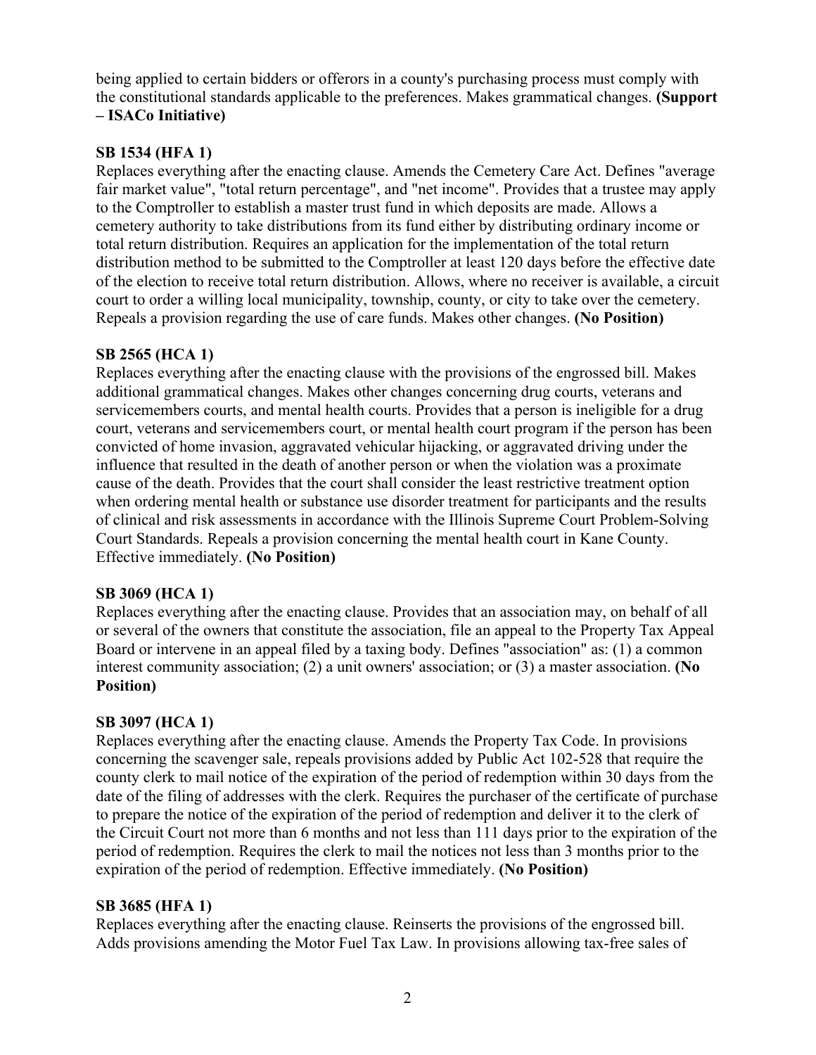being applied to certain bidders or offerors in a county's purchasing process must comply with the constitutional standards applicable to the preferences. Makes grammatical changes. **(Support – ISACo Initiative)**

**SB 1534 (HFA 1)**
Replaces everything after the enacting clause. Amends the Cemetery Care Act. Defines "average fair market value", "total return percentage", and "net income". Provides that a trustee may apply to the Comptroller to establish a master trust fund in which deposits are made. Allows a cemetery authority to take distributions from its fund either by distributing ordinary income or total return distribution. Requires an application for the implementation of the total return distribution method to be submitted to the Comptroller at least 120 days before the effective date of the election to receive total return distribution. Allows, where no receiver is available, a circuit court to order a willing local municipality, township, county, or city to take over the cemetery. Repeals a provision regarding the use of care funds. Makes other changes. **(No Position)**

**SB 2565 (HCA 1)**
Replaces everything after the enacting clause with the provisions of the engrossed bill. Makes additional grammatical changes. Makes other changes concerning drug courts, veterans and servicemembers courts, and mental health courts. Provides that a person is ineligible for a drug court, veterans and servicemembers court, or mental health court program if the person has been convicted of home invasion, aggravated vehicular hijacking, or aggravated driving under the influence that resulted in the death of another person or when the violation was a proximate cause of the death. Provides that the court shall consider the least restrictive treatment option when ordering mental health or substance use disorder treatment for participants and the results of clinical and risk assessments in accordance with the Illinois Supreme Court Problem-Solving Court Standards. Repeals a provision concerning the mental health court in Kane County. Effective immediately. **(No Position)**

**SB 3069 (HCA 1)**
Replaces everything after the enacting clause. Provides that an association may, on behalf of all or several of the owners that constitute the association, file an appeal to the Property Tax Appeal Board or intervene in an appeal filed by a taxing body. Defines "association" as: (1) a common interest community association; (2) a unit owners' association; or (3) a master association. **(No Position)**

**SB 3097 (HCA 1)**
Replaces everything after the enacting clause. Amends the Property Tax Code. In provisions concerning the scavenger sale, repeals provisions added by Public Act 102-528 that require the county clerk to mail notice of the expiration of the period of redemption within 30 days from the date of the filing of addresses with the clerk. Requires the purchaser of the certificate of purchase to prepare the notice of the expiration of the period of redemption and deliver it to the clerk of the Circuit Court not more than 6 months and not less than 111 days prior to the expiration of the period of redemption. Requires the clerk to mail the notices not less than 3 months prior to the expiration of the period of redemption. Effective immediately. **(No Position)**

**SB 3685 (HFA 1)**
Replaces everything after the enacting clause. Reinserts the provisions of the engrossed bill. Adds provisions amending the Motor Fuel Tax Law. In provisions allowing tax-free sales of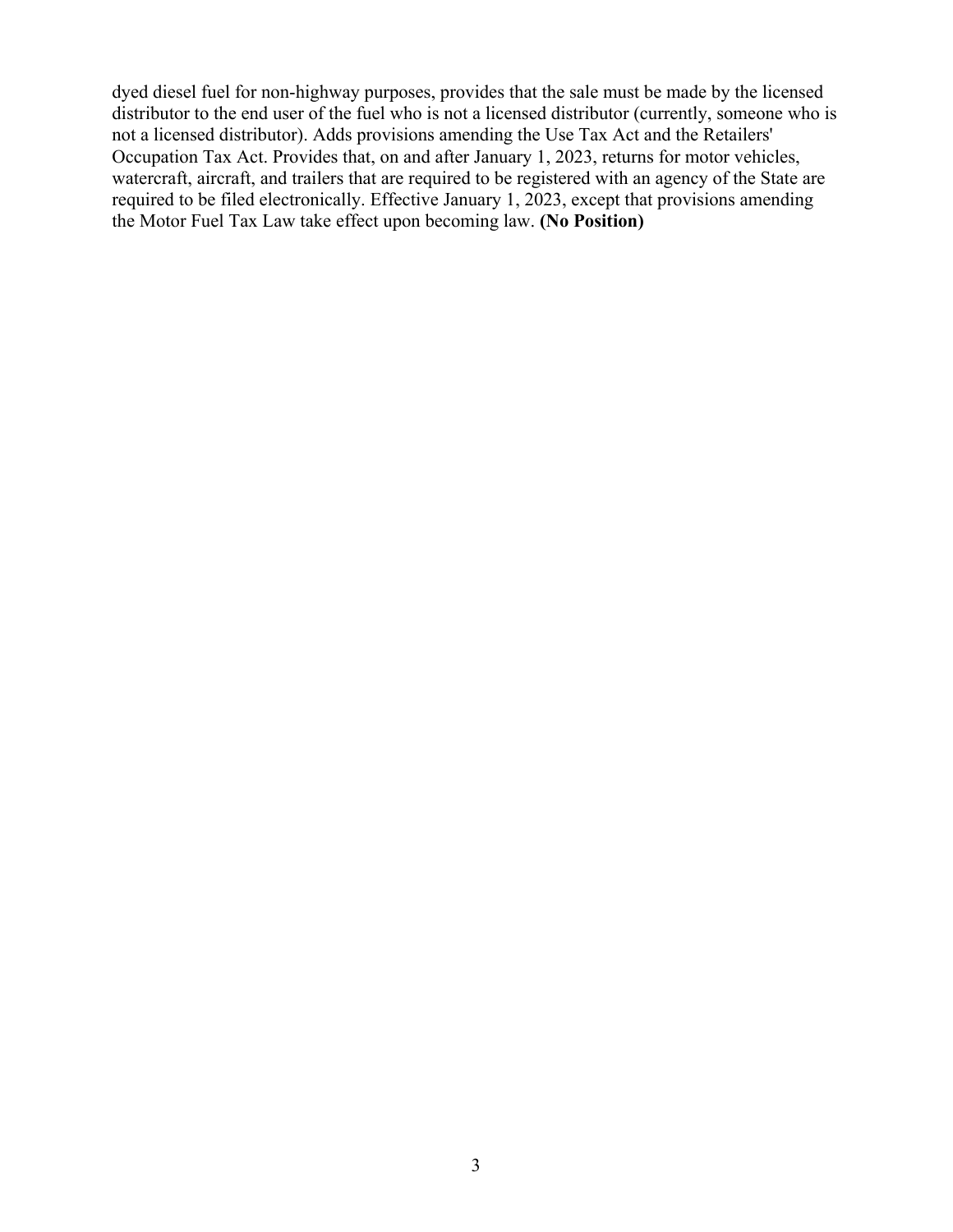dyed diesel fuel for non-highway purposes, provides that the sale must be made by the licensed distributor to the end user of the fuel who is not a licensed distributor (currently, someone who is not a licensed distributor). Adds provisions amending the Use Tax Act and the Retailers' Occupation Tax Act. Provides that, on and after January 1, 2023, returns for motor vehicles, watercraft, aircraft, and trailers that are required to be registered with an agency of the State are required to be filed electronically. Effective January 1, 2023, except that provisions amending the Motor Fuel Tax Law take effect upon becoming law. **(No Position)**